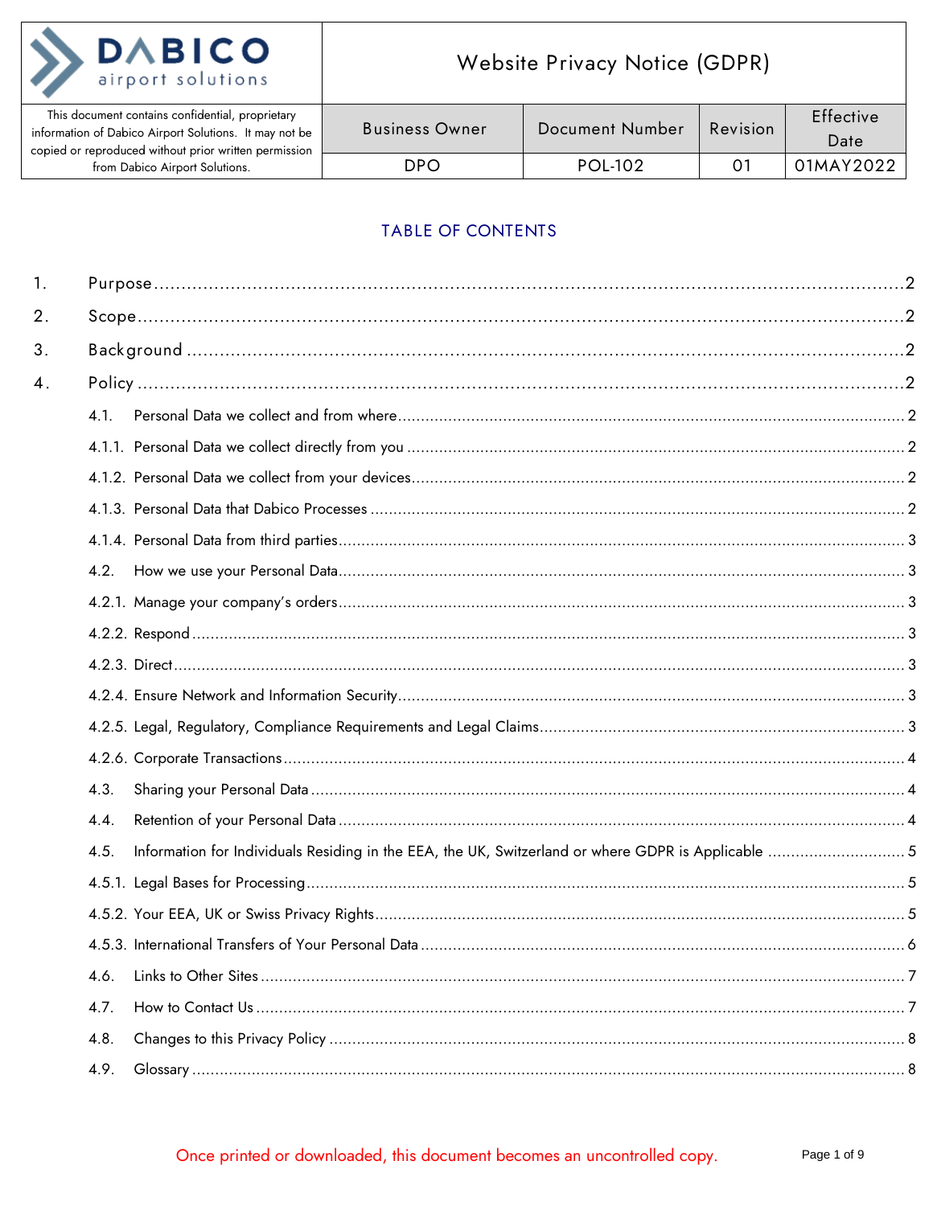| DABICO airport solutions | Website Privacy Notice (GDPR) | | | |
|---|---|---|---|---|
| This document contains confidential, proprietary information of Dabico Airport Solutions. It may not be copied or reproduced without prior written permission from Dabico Airport Solutions. | Business Owner | Document Number | Revision | Effective Date |
| | DPO | POL-102 | 01 | 01MAY2022 |

## TABLE OF CONTENTS

1. Purpose ........ 2
2. Scope ........ 2
3. Background ........ 2
4. Policy ........ 2
   - 4.1. Personal Data we collect and from where ........ 2
   - 4.1.1. Personal Data we collect directly from you ........ 2
   - 4.1.2. Personal Data we collect from your devices ........ 2
   - 4.1.3. Personal Data that Dabico Processes ........ 2
   - 4.1.4. Personal Data from third parties ........ 3
   - 4.2. How we use your Personal Data ........ 3
   - 4.2.1. Manage your company's orders ........ 3
   - 4.2.2. Respond ........ 3
   - 4.2.3. Direct ........ 3
   - 4.2.4. Ensure Network and Information Security ........ 3
   - 4.2.5. Legal, Regulatory, Compliance Requirements and Legal Claims ........ 3
   - 4.2.6. Corporate Transactions ........ 4
   - 4.3. Sharing your Personal Data ........ 4
   - 4.4. Retention of your Personal Data ........ 4
   - 4.5. Information for Individuals Residing in the EEA, the UK, Switzerland or where GDPR is Applicable ........ 5
   - 4.5.1. Legal Bases for Processing ........ 5
   - 4.5.2. Your EEA, UK or Swiss Privacy Rights ........ 5
   - 4.5.3. International Transfers of Your Personal Data ........ 6
   - 4.6. Links to Other Sites ........ 7
   - 4.7. How to Contact Us ........ 7
   - 4.8. Changes to this Privacy Policy ........ 8
   - 4.9. Glossary ........ 8

Once printed or downloaded, this document becomes an uncontrolled copy.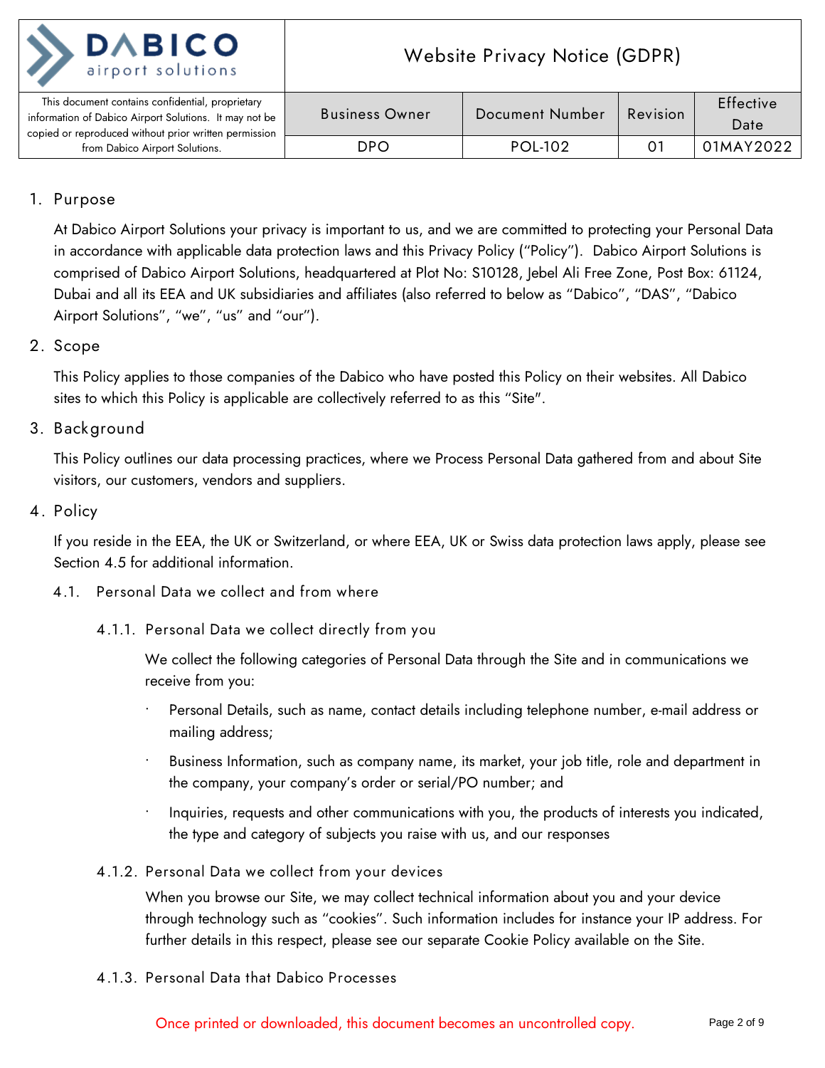## 1. Purpose

At Dabico Airport Solutions your privacy is important to us, and we are committed to protecting your Personal Data in accordance with applicable data protection laws and this Privacy Policy ("Policy"). Dabico Airport Solutions is comprised of Dabico Airport Solutions, headquartered at Plot No: S10128, Jebel Ali Free Zone, Post Box: 61124, Dubai and all its EEA and UK subsidiaries and affiliates (also referred to below as "Dabico", "DAS", "Dabico Airport Solutions", "we", "us" and "our").

## 2. Scope

This Policy applies to those companies of the Dabico who have posted this Policy on their websites. All Dabico sites to which this Policy is applicable are collectively referred to as this "Site".

## 3. Background

This Policy outlines our data processing practices, where we Process Personal Data gathered from and about Site visitors, our customers, vendors and suppliers.

## 4. Policy

If you reside in the EEA, the UK or Switzerland, or where EEA, UK or Swiss data protection laws apply, please see Section 4.5 for additional information.

### 4.1. Personal Data we collect and from where

#### 4.1.1. Personal Data we collect directly from you

We collect the following categories of Personal Data through the Site and in communications we receive from you:

- Personal Details, such as name, contact details including telephone number, e-mail address or mailing address;
- Business Information, such as company name, its market, your job title, role and department in the company, your company's order or serial/PO number; and
- Inquiries, requests and other communications with you, the products of interests you indicated, the type and category of subjects you raise with us, and our responses

#### 4.1.2. Personal Data we collect from your devices

When you browse our Site, we may collect technical information about you and your device through technology such as "cookies". Such information includes for instance your IP address. For further details in this respect, please see our separate Cookie Policy available on the Site.

#### 4.1.3. Personal Data that Dabico Processes

Once printed or downloaded, this document becomes an uncontrolled copy.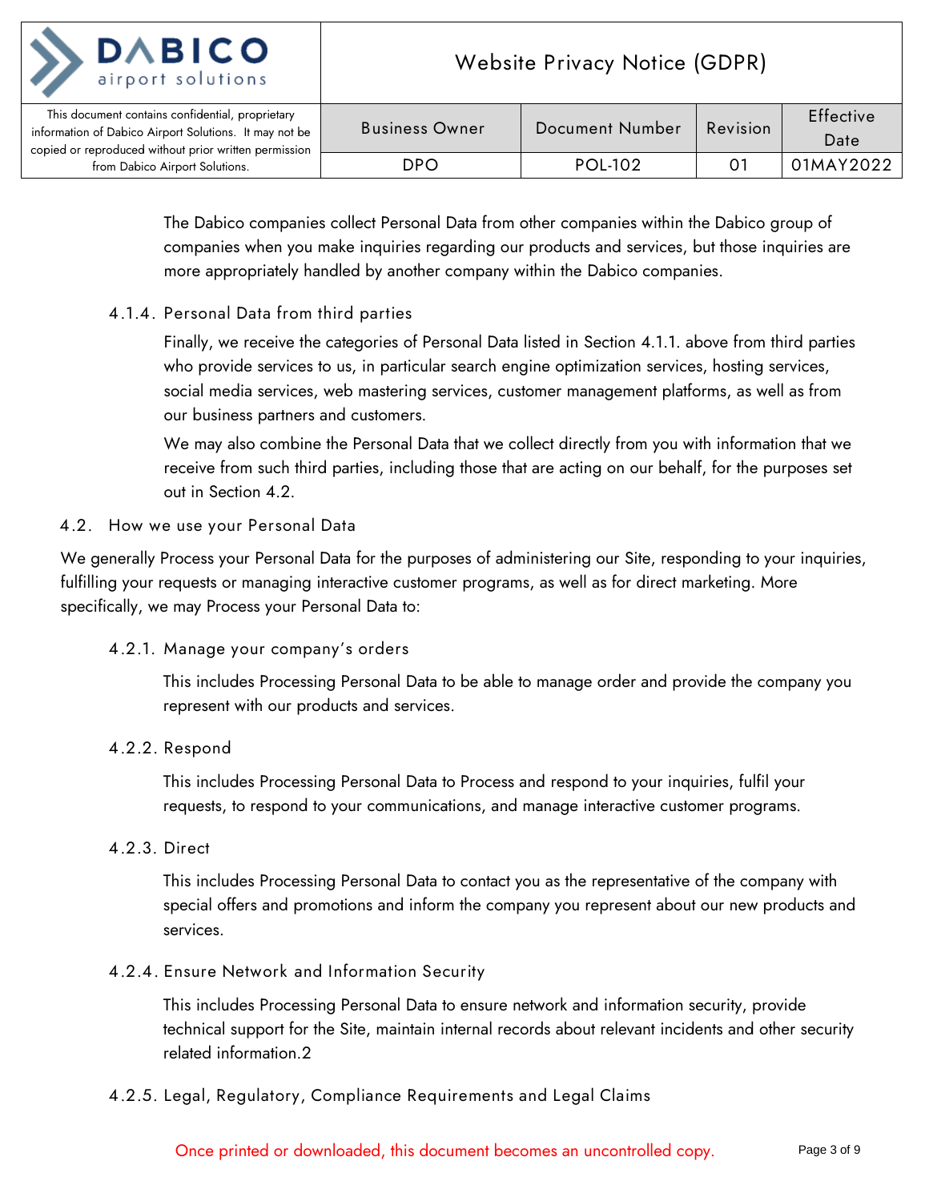The Dabico companies collect Personal Data from other companies within the Dabico group of companies when you make inquiries regarding our products and services, but those inquiries are more appropriately handled by another company within the Dabico companies.

#### 4.1.4. Personal Data from third parties

Finally, we receive the categories of Personal Data listed in Section 4.1.1. above from third parties who provide services to us, in particular search engine optimization services, hosting services, social media services, web mastering services, customer management platforms, as well as from our business partners and customers.

We may also combine the Personal Data that we collect directly from you with information that we receive from such third parties, including those that are acting on our behalf, for the purposes set out in Section 4.2.

### 4.2. How we use your Personal Data

We generally Process your Personal Data for the purposes of administering our Site, responding to your inquiries, fulfilling your requests or managing interactive customer programs, as well as for direct marketing. More specifically, we may Process your Personal Data to:

#### 4.2.1. Manage your company's orders

This includes Processing Personal Data to be able to manage order and provide the company you represent with our products and services.

#### 4.2.2. Respond

This includes Processing Personal Data to Process and respond to your inquiries, fulfil your requests, to respond to your communications, and manage interactive customer programs.

#### 4.2.3. Direct

This includes Processing Personal Data to contact you as the representative of the company with special offers and promotions and inform the company you represent about our new products and services.

#### 4.2.4. Ensure Network and Information Security

This includes Processing Personal Data to ensure network and information security, provide technical support for the Site, maintain internal records about relevant incidents and other security related information.2

#### 4.2.5. Legal, Regulatory, Compliance Requirements and Legal Claims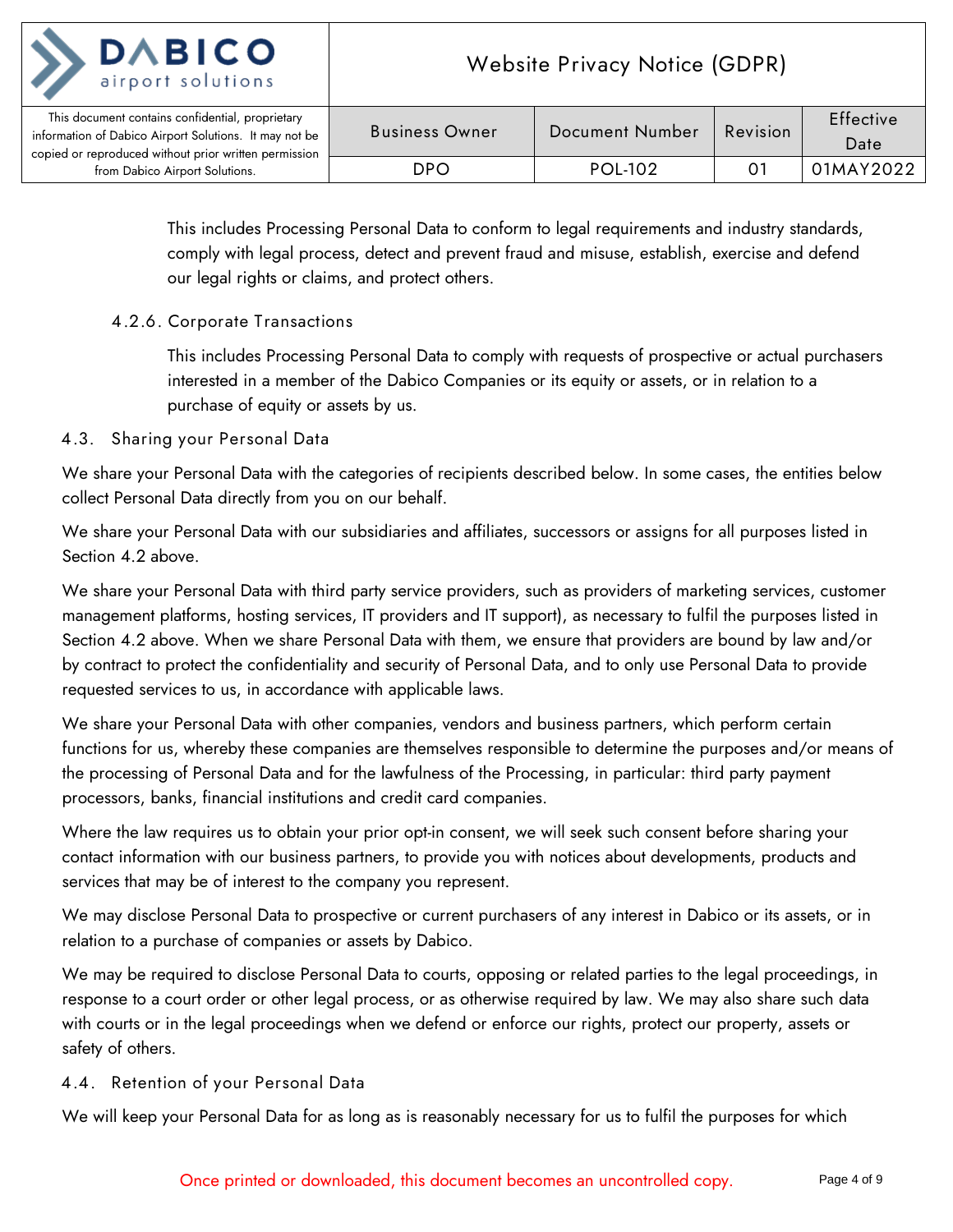This includes Processing Personal Data to conform to legal requirements and industry standards, comply with legal process, detect and prevent fraud and misuse, establish, exercise and defend our legal rights or claims, and protect others.

#### 4.2.6. Corporate Transactions

This includes Processing Personal Data to comply with requests of prospective or actual purchasers interested in a member of the Dabico Companies or its equity or assets, or in relation to a purchase of equity or assets by us.

### 4.3. Sharing your Personal Data

We share your Personal Data with the categories of recipients described below. In some cases, the entities below collect Personal Data directly from you on our behalf.

We share your Personal Data with our subsidiaries and affiliates, successors or assigns for all purposes listed in Section 4.2 above.

We share your Personal Data with third party service providers, such as providers of marketing services, customer management platforms, hosting services, IT providers and IT support), as necessary to fulfil the purposes listed in Section 4.2 above. When we share Personal Data with them, we ensure that providers are bound by law and/or by contract to protect the confidentiality and security of Personal Data, and to only use Personal Data to provide requested services to us, in accordance with applicable laws.

We share your Personal Data with other companies, vendors and business partners, which perform certain functions for us, whereby these companies are themselves responsible to determine the purposes and/or means of the processing of Personal Data and for the lawfulness of the Processing, in particular: third party payment processors, banks, financial institutions and credit card companies.

Where the law requires us to obtain your prior opt-in consent, we will seek such consent before sharing your contact information with our business partners, to provide you with notices about developments, products and services that may be of interest to the company you represent.

We may disclose Personal Data to prospective or current purchasers of any interest in Dabico or its assets, or in relation to a purchase of companies or assets by Dabico.

We may be required to disclose Personal Data to courts, opposing or related parties to the legal proceedings, in response to a court order or other legal process, or as otherwise required by law. We may also share such data with courts or in the legal proceedings when we defend or enforce our rights, protect our property, assets or safety of others.

### 4.4. Retention of your Personal Data

We will keep your Personal Data for as long as is reasonably necessary for us to fulfil the purposes for which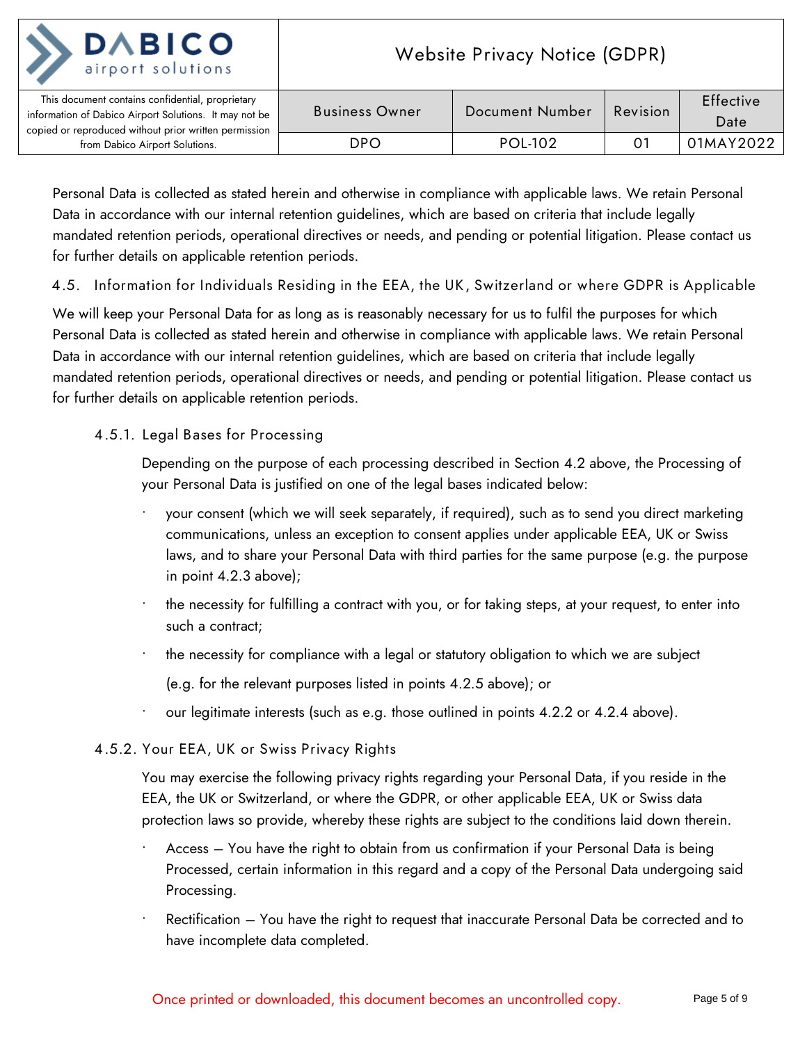Personal Data is collected as stated herein and otherwise in compliance with applicable laws. We retain Personal Data in accordance with our internal retention guidelines, which are based on criteria that include legally mandated retention periods, operational directives or needs, and pending or potential litigation. Please contact us for further details on applicable retention periods.

## 4.5. Information for Individuals Residing in the EEA, the UK, Switzerland or where GDPR is Applicable

We will keep your Personal Data for as long as is reasonably necessary for us to fulfil the purposes for which Personal Data is collected as stated herein and otherwise in compliance with applicable laws. We retain Personal Data in accordance with our internal retention guidelines, which are based on criteria that include legally mandated retention periods, operational directives or needs, and pending or potential litigation. Please contact us for further details on applicable retention periods.

### 4.5.1. Legal Bases for Processing

Depending on the purpose of each processing described in Section 4.2 above, the Processing of your Personal Data is justified on one of the legal bases indicated below:

- your consent (which we will seek separately, if required), such as to send you direct marketing communications, unless an exception to consent applies under applicable EEA, UK or Swiss laws, and to share your Personal Data with third parties for the same purpose (e.g. the purpose in point 4.2.3 above);
- the necessity for fulfilling a contract with you, or for taking steps, at your request, to enter into such a contract;
- the necessity for compliance with a legal or statutory obligation to which we are subject (e.g. for the relevant purposes listed in points 4.2.5 above); or
- our legitimate interests (such as e.g. those outlined in points 4.2.2 or 4.2.4 above).

### 4.5.2. Your EEA, UK or Swiss Privacy Rights

You may exercise the following privacy rights regarding your Personal Data, if you reside in the EEA, the UK or Switzerland, or where the GDPR, or other applicable EEA, UK or Swiss data protection laws so provide, whereby these rights are subject to the conditions laid down therein.

- Access – You have the right to obtain from us confirmation if your Personal Data is being Processed, certain information in this regard and a copy of the Personal Data undergoing said Processing.
- Rectification – You have the right to request that inaccurate Personal Data be corrected and to have incomplete data completed.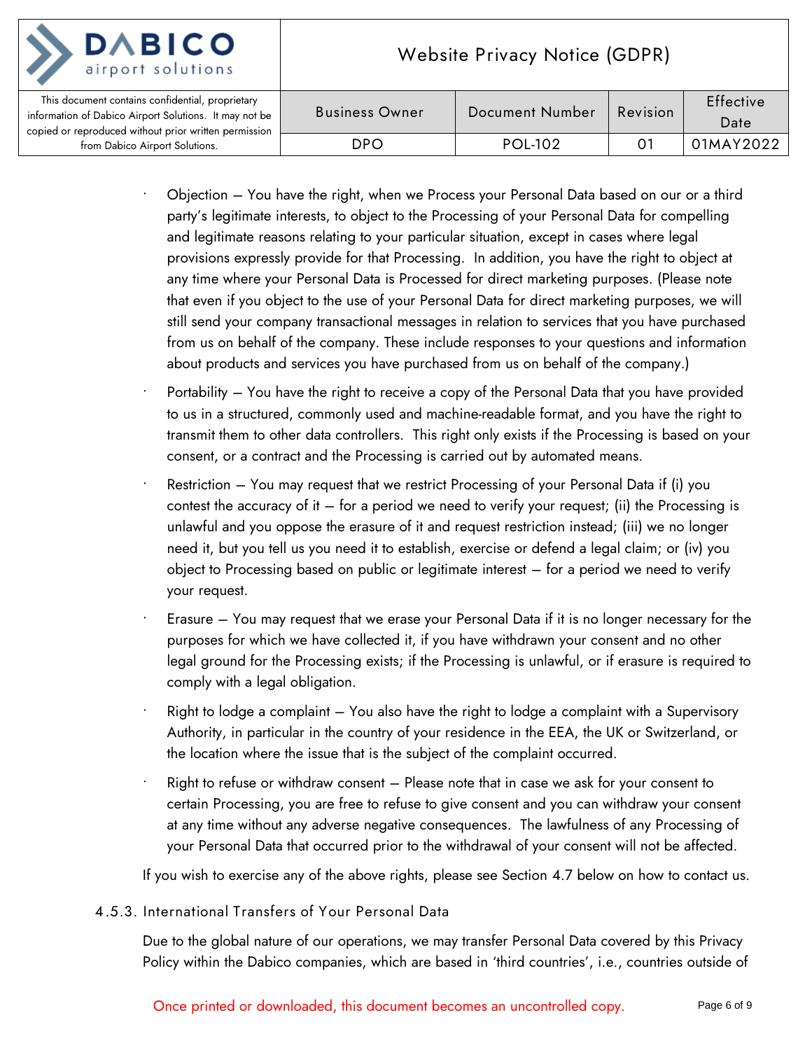- Objection – You have the right, when we Process your Personal Data based on our or a third party's legitimate interests, to object to the Processing of your Personal Data for compelling and legitimate reasons relating to your particular situation, except in cases where legal provisions expressly provide for that Processing. In addition, you have the right to object at any time where your Personal Data is Processed for direct marketing purposes. (Please note that even if you object to the use of your Personal Data for direct marketing purposes, we will still send your company transactional messages in relation to services that you have purchased from us on behalf of the company. These include responses to your questions and information about products and services you have purchased from us on behalf of the company.)
- Portability – You have the right to receive a copy of the Personal Data that you have provided to us in a structured, commonly used and machine-readable format, and you have the right to transmit them to other data controllers. This right only exists if the Processing is based on your consent, or a contract and the Processing is carried out by automated means.
- Restriction – You may request that we restrict Processing of your Personal Data if (i) you contest the accuracy of it – for a period we need to verify your request; (ii) the Processing is unlawful and you oppose the erasure of it and request restriction instead; (iii) we no longer need it, but you tell us you need it to establish, exercise or defend a legal claim; or (iv) you object to Processing based on public or legitimate interest – for a period we need to verify your request.
- Erasure – You may request that we erase your Personal Data if it is no longer necessary for the purposes for which we have collected it, if you have withdrawn your consent and no other legal ground for the Processing exists; if the Processing is unlawful, or if erasure is required to comply with a legal obligation.
- Right to lodge a complaint – You also have the right to lodge a complaint with a Supervisory Authority, in particular in the country of your residence in the EEA, the UK or Switzerland, or the location where the issue that is the subject of the complaint occurred.
- Right to refuse or withdraw consent – Please note that in case we ask for your consent to certain Processing, you are free to refuse to give consent and you can withdraw your consent at any time without any adverse negative consequences. The lawfulness of any Processing of your Personal Data that occurred prior to the withdrawal of your consent will not be affected.

If you wish to exercise any of the above rights, please see Section 4.7 below on how to contact us.

#### 4.5.3. International Transfers of Your Personal Data

Due to the global nature of our operations, we may transfer Personal Data covered by this Privacy Policy within the Dabico companies, which are based in 'third countries', i.e., countries outside of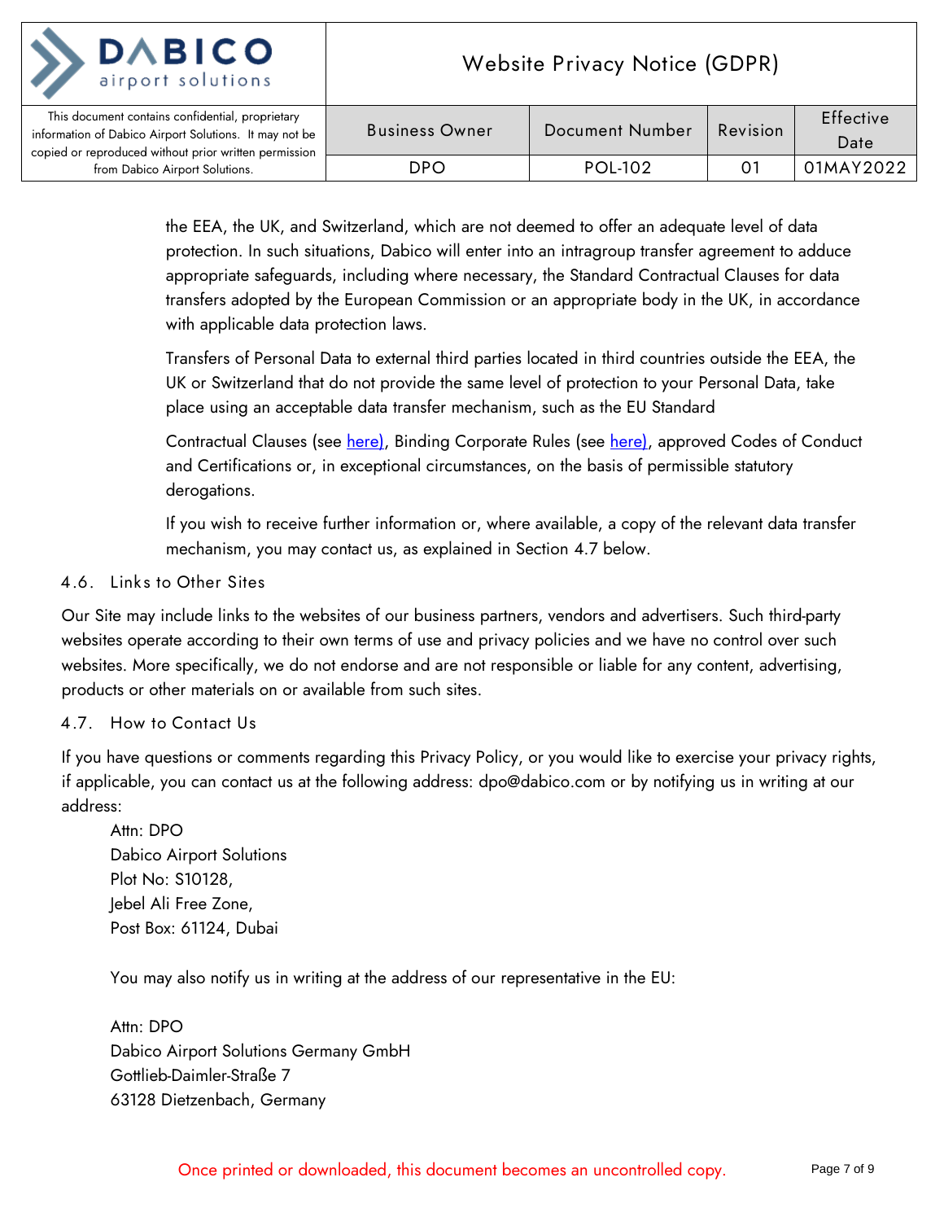the EEA, the UK, and Switzerland, which are not deemed to offer an adequate level of data protection. In such situations, Dabico will enter into an intragroup transfer agreement to adduce appropriate safeguards, including where necessary, the Standard Contractual Clauses for data transfers adopted by the European Commission or an appropriate body in the UK, in accordance with applicable data protection laws.

Transfers of Personal Data to external third parties located in third countries outside the EEA, the UK or Switzerland that do not provide the same level of protection to your Personal Data, take place using an acceptable data transfer mechanism, such as the EU Standard

Contractual Clauses (see here), Binding Corporate Rules (see here), approved Codes of Conduct and Certifications or, in exceptional circumstances, on the basis of permissible statutory derogations.

If you wish to receive further information or, where available, a copy of the relevant data transfer mechanism, you may contact us, as explained in Section 4.7 below.

### 4.6. Links to Other Sites

Our Site may include links to the websites of our business partners, vendors and advertisers. Such third-party websites operate according to their own terms of use and privacy policies and we have no control over such websites. More specifically, we do not endorse and are not responsible or liable for any content, advertising, products or other materials on or available from such sites.

### 4.7. How to Contact Us

If you have questions or comments regarding this Privacy Policy, or you would like to exercise your privacy rights, if applicable, you can contact us at the following address: dpo@dabico.com or by notifying us in writing at our address:

Attn: DPO
Dabico Airport Solutions
Plot No: S10128,
Jebel Ali Free Zone,
Post Box: 61124, Dubai

You may also notify us in writing at the address of our representative in the EU:

Attn: DPO
Dabico Airport Solutions Germany GmbH
Gottlieb-Daimler-Straße 7
63128 Dietzenbach, Germany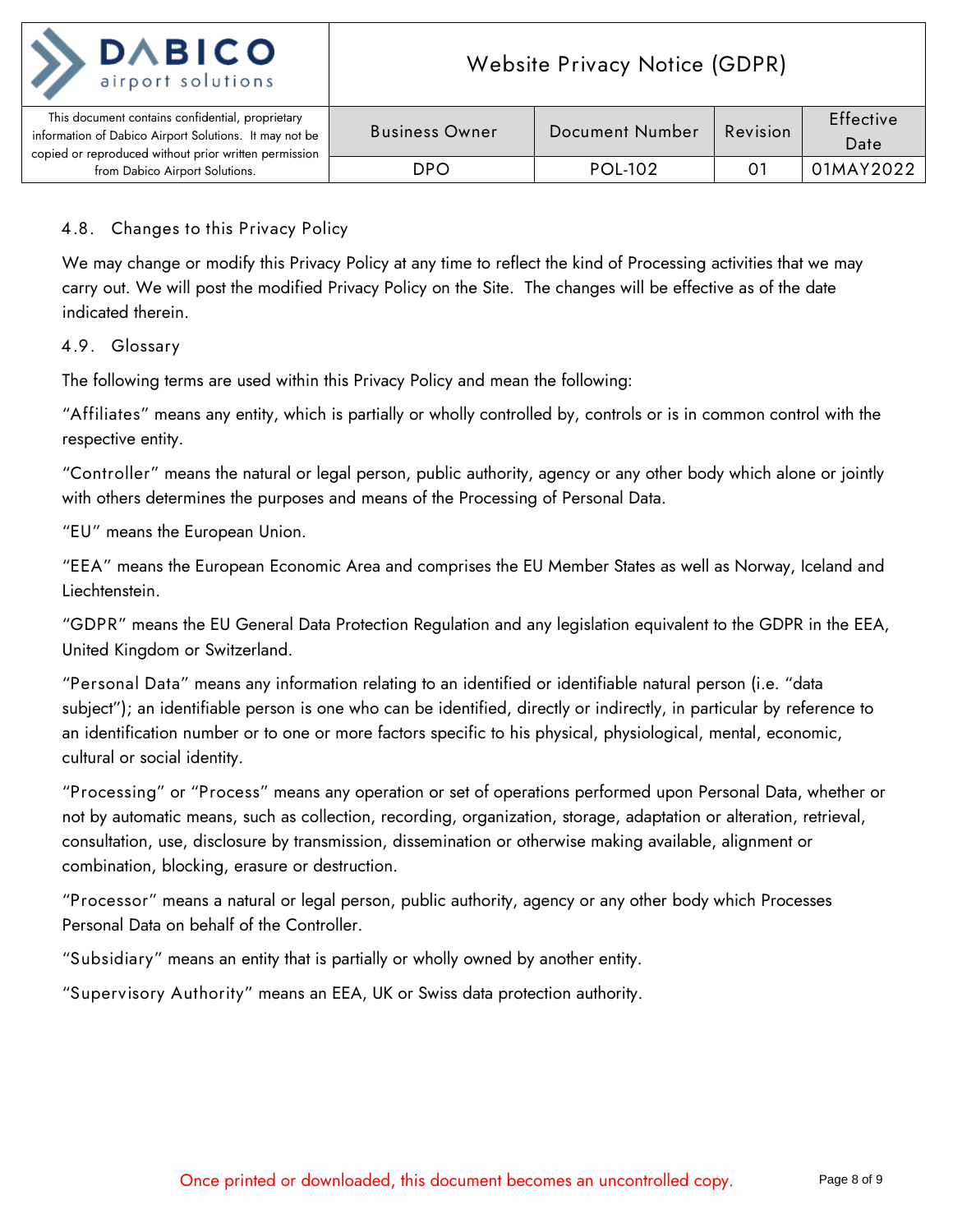### 4.8. Changes to this Privacy Policy

We may change or modify this Privacy Policy at any time to reflect the kind of Processing activities that we may carry out. We will post the modified Privacy Policy on the Site. The changes will be effective as of the date indicated therein.

### 4.9. Glossary

The following terms are used within this Privacy Policy and mean the following:

"Affiliates" means any entity, which is partially or wholly controlled by, controls or is in common control with the respective entity.

"Controller" means the natural or legal person, public authority, agency or any other body which alone or jointly with others determines the purposes and means of the Processing of Personal Data.

"EU" means the European Union.

"EEA" means the European Economic Area and comprises the EU Member States as well as Norway, Iceland and Liechtenstein.

"GDPR" means the EU General Data Protection Regulation and any legislation equivalent to the GDPR in the EEA, United Kingdom or Switzerland.

"Personal Data" means any information relating to an identified or identifiable natural person (i.e. "data subject"); an identifiable person is one who can be identified, directly or indirectly, in particular by reference to an identification number or to one or more factors specific to his physical, physiological, mental, economic, cultural or social identity.

"Processing" or "Process" means any operation or set of operations performed upon Personal Data, whether or not by automatic means, such as collection, recording, organization, storage, adaptation or alteration, retrieval, consultation, use, disclosure by transmission, dissemination or otherwise making available, alignment or combination, blocking, erasure or destruction.

"Processor" means a natural or legal person, public authority, agency or any other body which Processes Personal Data on behalf of the Controller.

"Subsidiary" means an entity that is partially or wholly owned by another entity.

"Supervisory Authority" means an EEA, UK or Swiss data protection authority.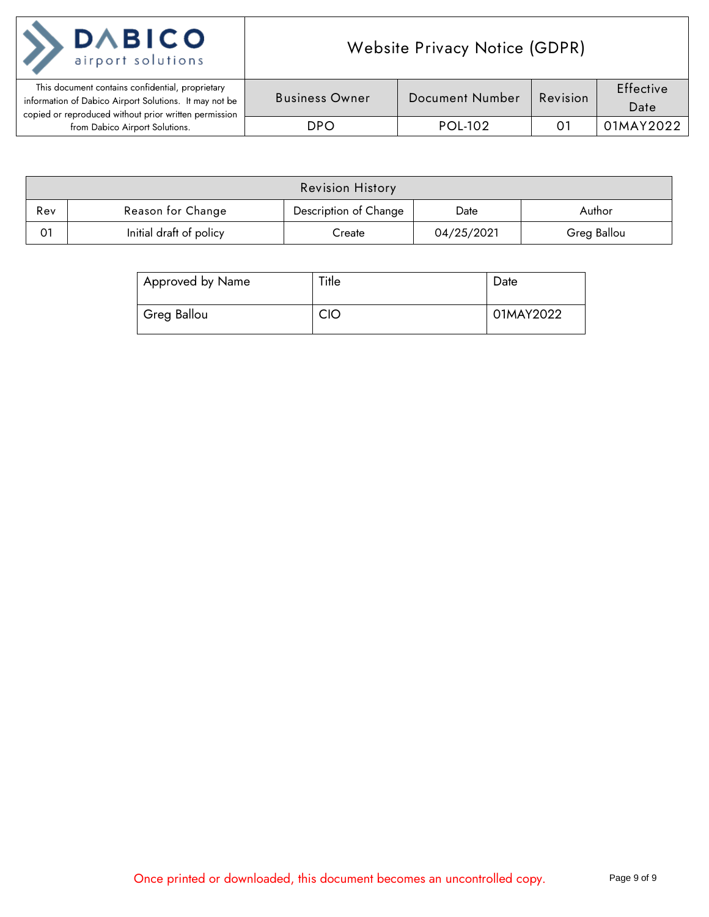| Revision History | | | | |
|---|---|---|---|---|
| Rev | Reason for Change | Description of Change | Date | Author |
| 01 | Initial draft of policy | Create | 04/25/2021 | Greg Ballou |

| Approved by Name | Title | Date |
|---|---|---|
| Greg Ballou | CIO | 01MAY2022 |